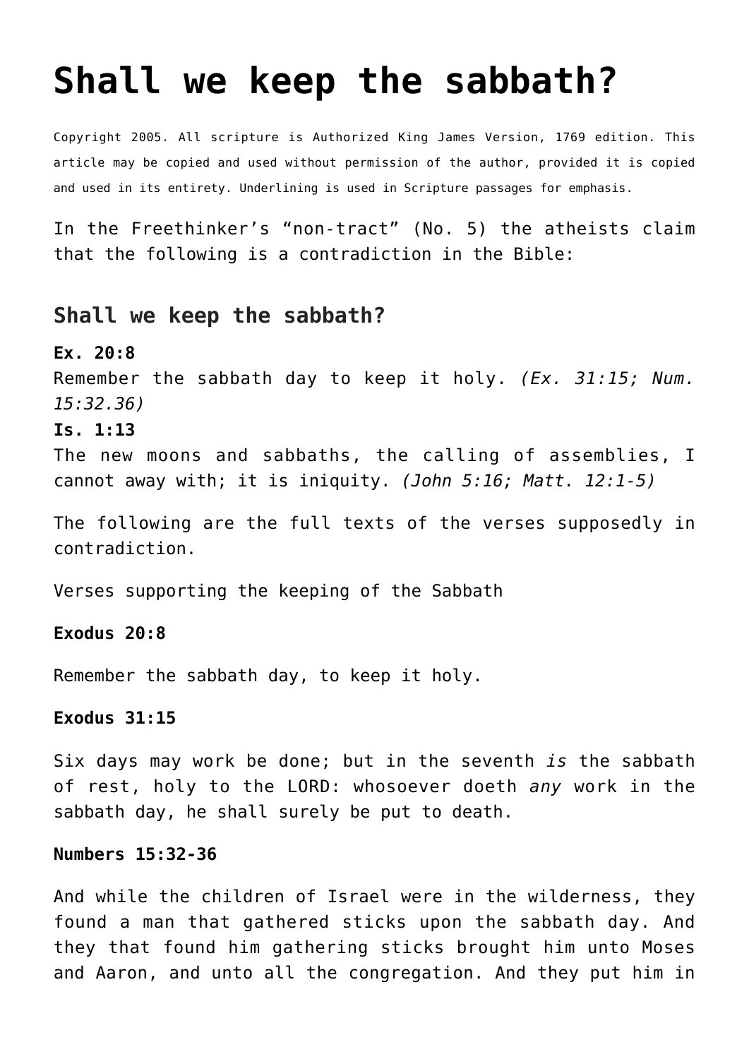# Shall we keep the sabbath?

Copyright 2005. All scripture is Authorized King James Version, 1769 edition. This article may be copied and used without permission of the author, provided it is copied and used in its entirety. Underlining is used in Scripture passages for emphasis.

In the Freethinker's "non-tract" (No. 5) the atheists claim that the following is a contradiction in the Bible:

## Shall we keep the sabbath?

**Ex. 20:8**
Remember the sabbath day to keep it holy. *(Ex. 31:15; Num. 15:32.36)*
**Is. 1:13**
The new moons and sabbaths, the calling of assemblies, I cannot away with; it is iniquity. *(John 5:16; Matt. 12:1-5)*

The following are the full texts of the verses supposedly in contradiction.

Verses supporting the keeping of the Sabbath

**Exodus 20:8**

Remember the sabbath day, to keep it holy.

**Exodus 31:15**

Six days may work be done; but in the seventh *is* the sabbath of rest, holy to the LORD: whosoever doeth *any* work in the sabbath day, he shall surely be put to death.

**Numbers 15:32-36**

And while the children of Israel were in the wilderness, they found a man that gathered sticks upon the sabbath day. And they that found him gathering sticks brought him unto Moses and Aaron, and unto all the congregation. And they put him in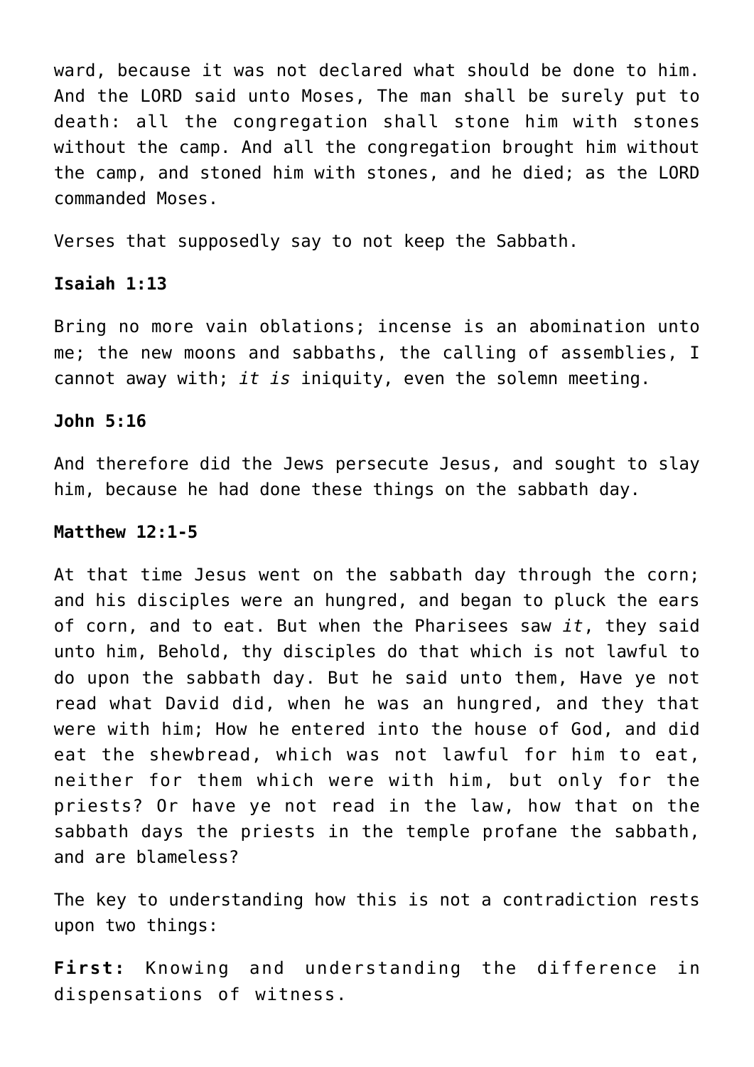ward, because it was not declared what should be done to him. And the LORD said unto Moses, The man shall be surely put to death: all the congregation shall stone him with stones without the camp. And all the congregation brought him without the camp, and stoned him with stones, and he died; as the LORD commanded Moses.

Verses that supposedly say to not keep the Sabbath.

**Isaiah 1:13**

Bring no more vain oblations; incense is an abomination unto me; the new moons and sabbaths, the calling of assemblies, I cannot away with; *it is* iniquity, even the solemn meeting.

**John 5:16**

And therefore did the Jews persecute Jesus, and sought to slay him, because he had done these things on the sabbath day.

**Matthew 12:1-5**

At that time Jesus went on the sabbath day through the corn; and his disciples were an hungred, and began to pluck the ears of corn, and to eat. But when the Pharisees saw *it*, they said unto him, Behold, thy disciples do that which is not lawful to do upon the sabbath day. But he said unto them, Have ye not read what David did, when he was an hungred, and they that were with him; How he entered into the house of God, and did eat the shewbread, which was not lawful for him to eat, neither for them which were with him, but only for the priests? Or have ye not read in the law, how that on the sabbath days the priests in the temple profane the sabbath, and are blameless?

The key to understanding how this is not a contradiction rests upon two things:

**First:** Knowing and understanding the difference in dispensations of witness.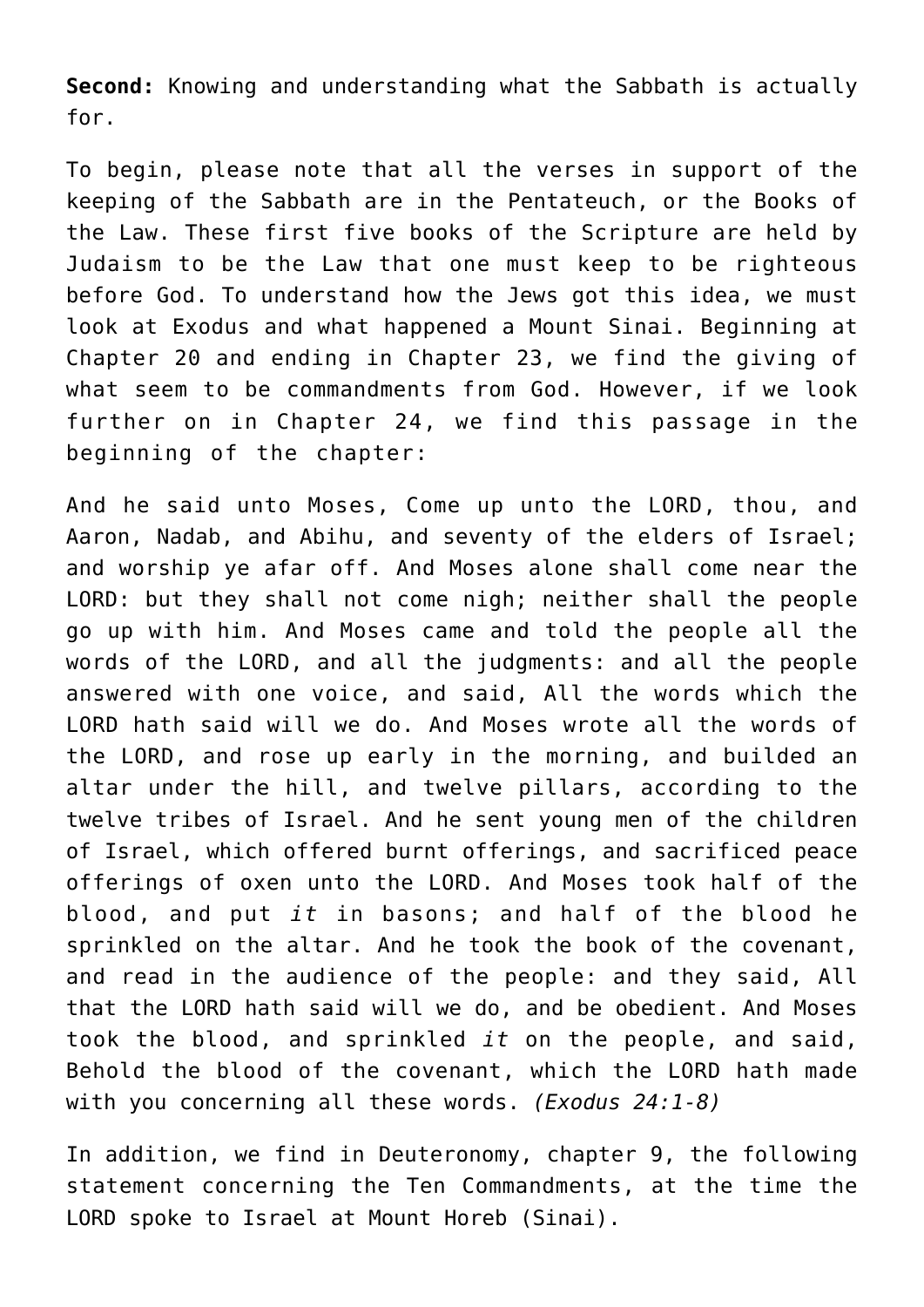**Second:** Knowing and understanding what the Sabbath is actually for.

To begin, please note that all the verses in support of the keeping of the Sabbath are in the Pentateuch, or the Books of the Law. These first five books of the Scripture are held by Judaism to be the Law that one must keep to be righteous before God. To understand how the Jews got this idea, we must look at Exodus and what happened a Mount Sinai. Beginning at Chapter 20 and ending in Chapter 23, we find the giving of what seem to be commandments from God. However, if we look further on in Chapter 24, we find this passage in the beginning of the chapter:

And he said unto Moses, Come up unto the LORD, thou, and Aaron, Nadab, and Abihu, and seventy of the elders of Israel; and worship ye afar off. And Moses alone shall come near the LORD: but they shall not come nigh; neither shall the people go up with him. And Moses came and told the people all the words of the LORD, and all the judgments: and all the people answered with one voice, and said, All the words which the LORD hath said will we do. And Moses wrote all the words of the LORD, and rose up early in the morning, and builded an altar under the hill, and twelve pillars, according to the twelve tribes of Israel. And he sent young men of the children of Israel, which offered burnt offerings, and sacrificed peace offerings of oxen unto the LORD. And Moses took half of the blood, and put *it* in basons; and half of the blood he sprinkled on the altar. And he took the book of the covenant, and read in the audience of the people: and they said, All that the LORD hath said will we do, and be obedient. And Moses took the blood, and sprinkled *it* on the people, and said, Behold the blood of the covenant, which the LORD hath made with you concerning all these words. *(Exodus 24:1-8)*

In addition, we find in Deuteronomy, chapter 9, the following statement concerning the Ten Commandments, at the time the LORD spoke to Israel at Mount Horeb (Sinai).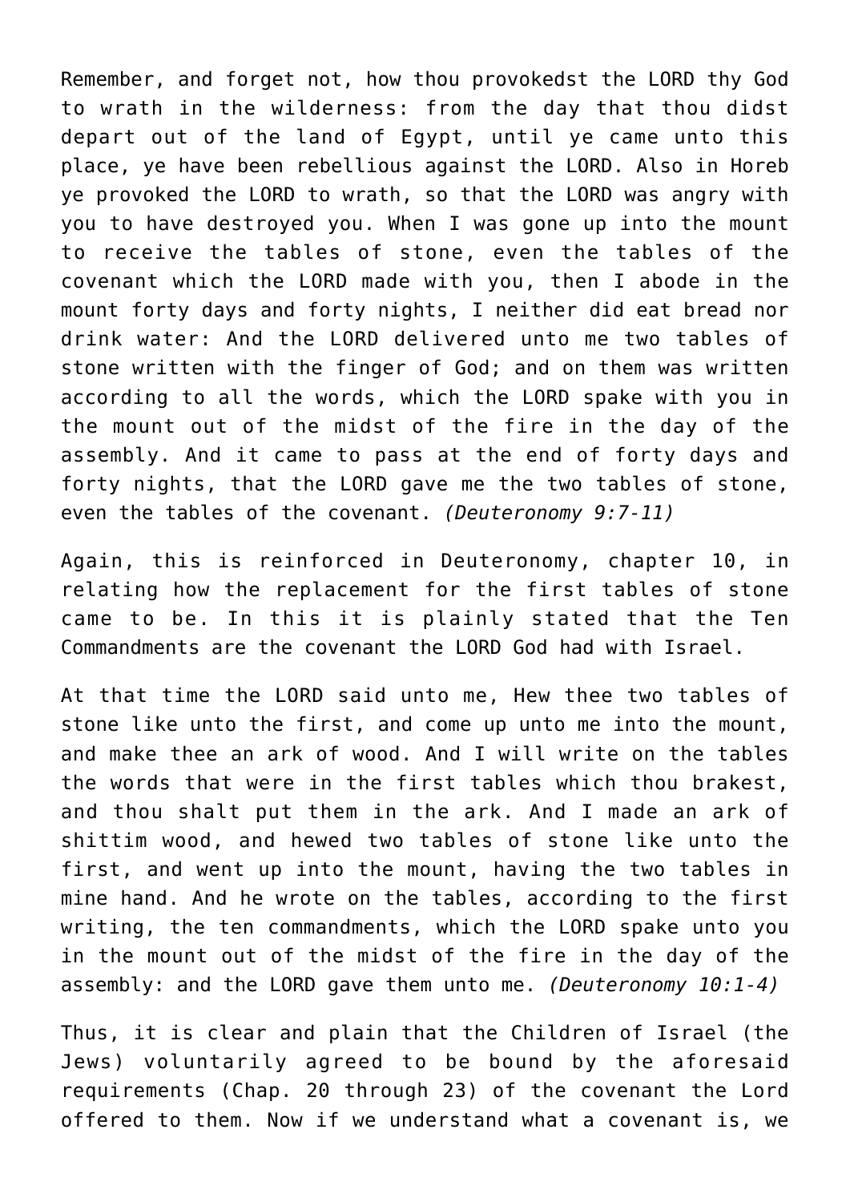Remember, and forget not, how thou provokedst the LORD thy God to wrath in the wilderness: from the day that thou didst depart out of the land of Egypt, until ye came unto this place, ye have been rebellious against the LORD. Also in Horeb ye provoked the LORD to wrath, so that the LORD was angry with you to have destroyed you. When I was gone up into the mount to receive the tables of stone, even the tables of the covenant which the LORD made with you, then I abode in the mount forty days and forty nights, I neither did eat bread nor drink water: And the LORD delivered unto me two tables of stone written with the finger of God; and on them was written according to all the words, which the LORD spake with you in the mount out of the midst of the fire in the day of the assembly. And it came to pass at the end of forty days and forty nights, that the LORD gave me the two tables of stone, even the tables of the covenant. *(Deuteronomy 9:7-11)*

Again, this is reinforced in Deuteronomy, chapter 10, in relating how the replacement for the first tables of stone came to be. In this it is plainly stated that the Ten Commandments are the covenant the LORD God had with Israel.

At that time the LORD said unto me, Hew thee two tables of stone like unto the first, and come up unto me into the mount, and make thee an ark of wood. And I will write on the tables the words that were in the first tables which thou brakest, and thou shalt put them in the ark. And I made an ark of shittim wood, and hewed two tables of stone like unto the first, and went up into the mount, having the two tables in mine hand. And he wrote on the tables, according to the first writing, the ten commandments, which the LORD spake unto you in the mount out of the midst of the fire in the day of the assembly: and the LORD gave them unto me. *(Deuteronomy 10:1-4)*

Thus, it is clear and plain that the Children of Israel (the Jews) voluntarily agreed to be bound by the aforesaid requirements (Chap. 20 through 23) of the covenant the Lord offered to them. Now if we understand what a covenant is, we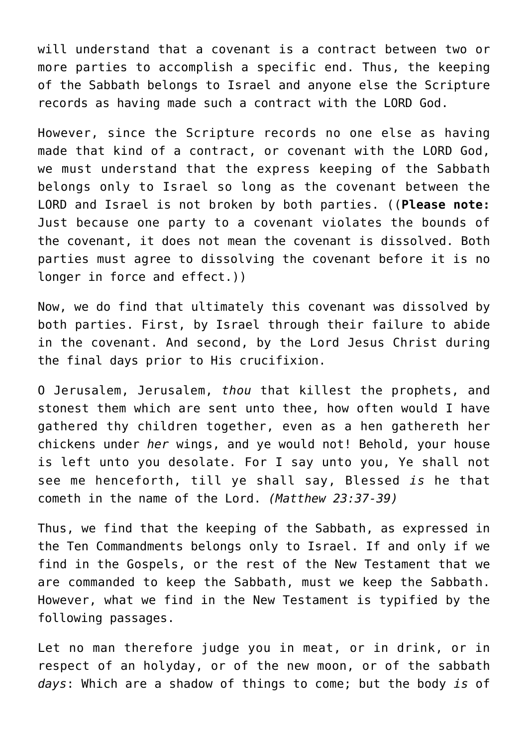will understand that a covenant is a contract between two or more parties to accomplish a specific end. Thus, the keeping of the Sabbath belongs to Israel and anyone else the Scripture records as having made such a contract with the LORD God.

However, since the Scripture records no one else as having made that kind of a contract, or covenant with the LORD God, we must understand that the express keeping of the Sabbath belongs only to Israel so long as the covenant between the LORD and Israel is not broken by both parties. ((**Please note:** Just because one party to a covenant violates the bounds of the covenant, it does not mean the covenant is dissolved. Both parties must agree to dissolving the covenant before it is no longer in force and effect.))

Now, we do find that ultimately this covenant was dissolved by both parties. First, by Israel through their failure to abide in the covenant. And second, by the Lord Jesus Christ during the final days prior to His crucifixion.

O Jerusalem, Jerusalem, *thou* that killest the prophets, and stonest them which are sent unto thee, how often would I have gathered thy children together, even as a hen gathereth her chickens under *her* wings, and ye would not! Behold, your house is left unto you desolate. For I say unto you, Ye shall not see me henceforth, till ye shall say, Blessed *is* he that cometh in the name of the Lord. *(Matthew 23:37-39)*

Thus, we find that the keeping of the Sabbath, as expressed in the Ten Commandments belongs only to Israel. If and only if we find in the Gospels, or the rest of the New Testament that we are commanded to keep the Sabbath, must we keep the Sabbath. However, what we find in the New Testament is typified by the following passages.

Let no man therefore judge you in meat, or in drink, or in respect of an holyday, or of the new moon, or of the sabbath *days*: Which are a shadow of things to come; but the body *is* of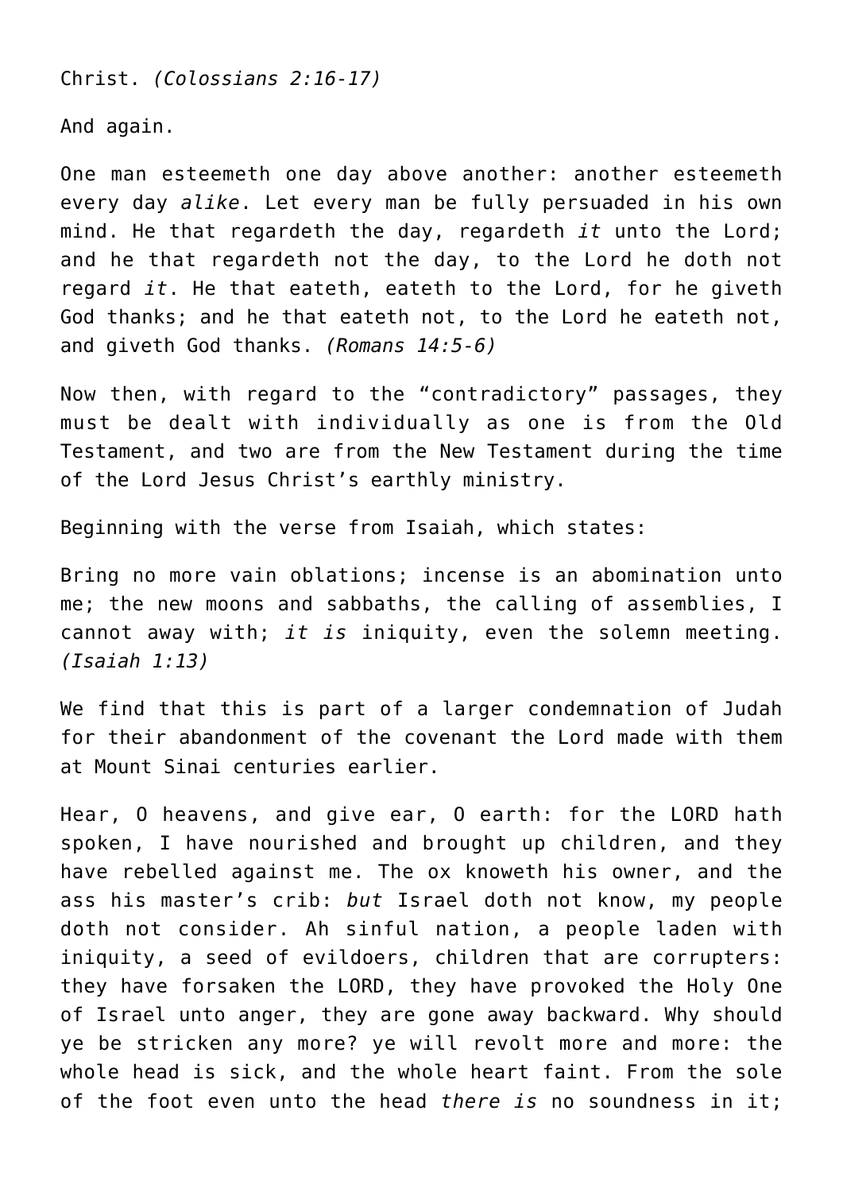Christ. *(Colossians 2:16-17)*

And again.

One man esteemeth one day above another: another esteemeth every day *alike*. Let every man be fully persuaded in his own mind. He that regardeth the day, regardeth *it* unto the Lord; and he that regardeth not the day, to the Lord he doth not regard *it*. He that eateth, eateth to the Lord, for he giveth God thanks; and he that eateth not, to the Lord he eateth not, and giveth God thanks. *(Romans 14:5-6)*

Now then, with regard to the "contradictory" passages, they must be dealt with individually as one is from the Old Testament, and two are from the New Testament during the time of the Lord Jesus Christ's earthly ministry.

Beginning with the verse from Isaiah, which states:

Bring no more vain oblations; incense is an abomination unto me; the new moons and sabbaths, the calling of assemblies, I cannot away with; *it is* iniquity, even the solemn meeting. *(Isaiah 1:13)*

We find that this is part of a larger condemnation of Judah for their abandonment of the covenant the Lord made with them at Mount Sinai centuries earlier.

Hear, O heavens, and give ear, O earth: for the LORD hath spoken, I have nourished and brought up children, and they have rebelled against me. The ox knoweth his owner, and the ass his master's crib: *but* Israel doth not know, my people doth not consider. Ah sinful nation, a people laden with iniquity, a seed of evildoers, children that are corrupters: they have forsaken the LORD, they have provoked the Holy One of Israel unto anger, they are gone away backward. Why should ye be stricken any more? ye will revolt more and more: the whole head is sick, and the whole heart faint. From the sole of the foot even unto the head *there is* no soundness in it;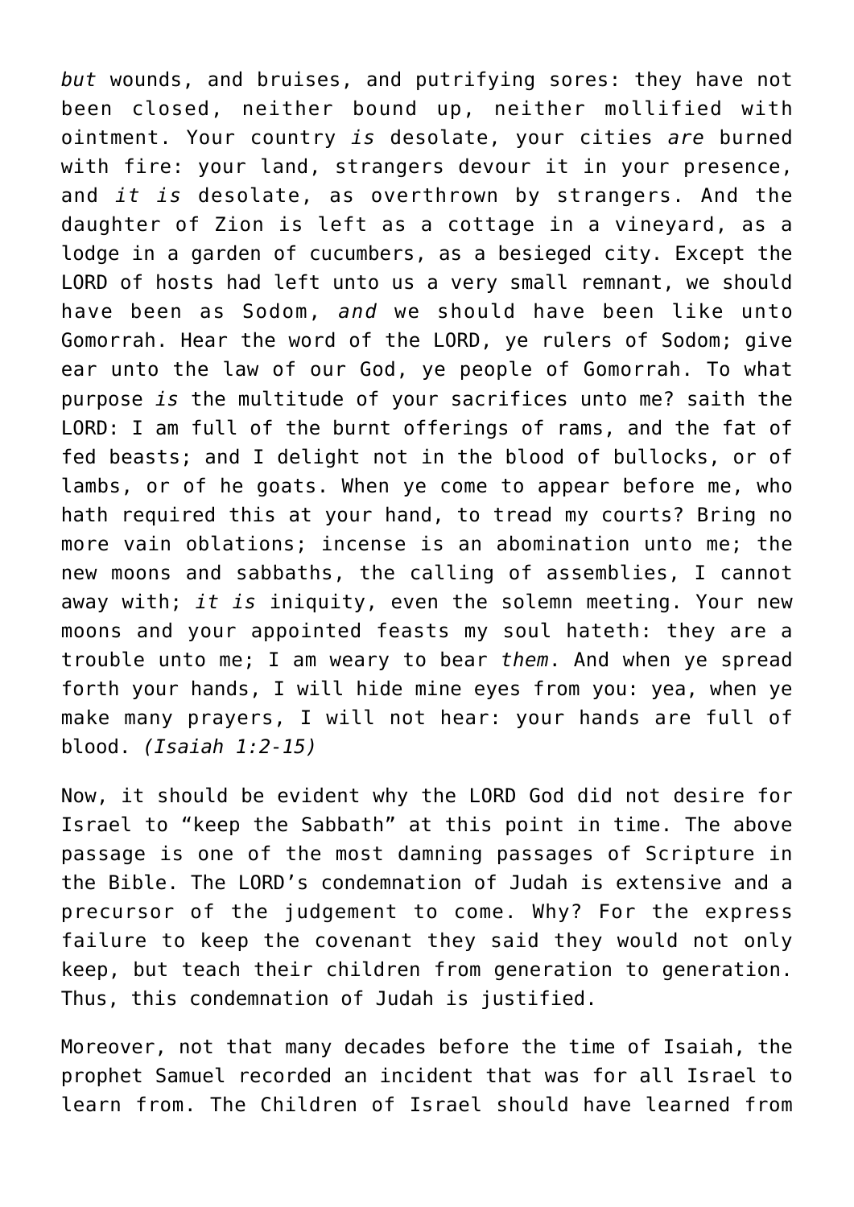*but* wounds, and bruises, and putrifying sores: they have not been closed, neither bound up, neither mollified with ointment. Your country *is* desolate, your cities *are* burned with fire: your land, strangers devour it in your presence, and *it is* desolate, as overthrown by strangers. And the daughter of Zion is left as a cottage in a vineyard, as a lodge in a garden of cucumbers, as a besieged city. Except the LORD of hosts had left unto us a very small remnant, we should have been as Sodom, *and* we should have been like unto Gomorrah. Hear the word of the LORD, ye rulers of Sodom; give ear unto the law of our God, ye people of Gomorrah. To what purpose *is* the multitude of your sacrifices unto me? saith the LORD: I am full of the burnt offerings of rams, and the fat of fed beasts; and I delight not in the blood of bullocks, or of lambs, or of he goats. When ye come to appear before me, who hath required this at your hand, to tread my courts? Bring no more vain oblations; incense is an abomination unto me; the new moons and sabbaths, the calling of assemblies, I cannot away with; *it is* iniquity, even the solemn meeting. Your new moons and your appointed feasts my soul hateth: they are a trouble unto me; I am weary to bear *them*. And when ye spread forth your hands, I will hide mine eyes from you: yea, when ye make many prayers, I will not hear: your hands are full of blood. *(Isaiah 1:2-15)*

Now, it should be evident why the LORD God did not desire for Israel to "keep the Sabbath" at this point in time. The above passage is one of the most damning passages of Scripture in the Bible. The LORD's condemnation of Judah is extensive and a precursor of the judgement to come. Why? For the express failure to keep the covenant they said they would not only keep, but teach their children from generation to generation. Thus, this condemnation of Judah is justified.

Moreover, not that many decades before the time of Isaiah, the prophet Samuel recorded an incident that was for all Israel to learn from. The Children of Israel should have learned from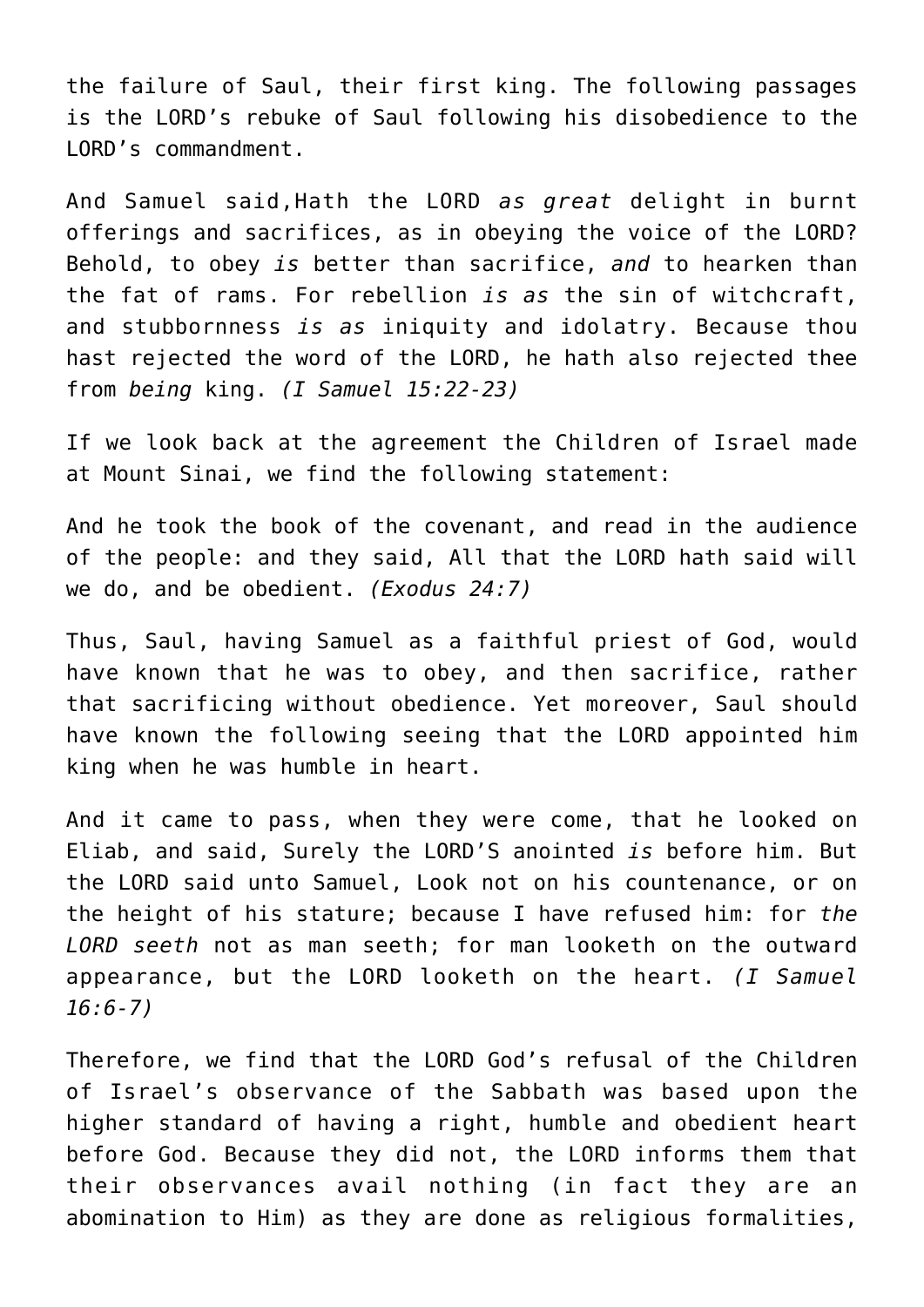the failure of Saul, their first king. The following passages is the LORD's rebuke of Saul following his disobedience to the LORD's commandment.

And Samuel said,Hath the LORD *as great* delight in burnt offerings and sacrifices, as in obeying the voice of the LORD? Behold, to obey *is* better than sacrifice, *and* to hearken than the fat of rams. For rebellion *is as* the sin of witchcraft, and stubbornness *is as* iniquity and idolatry. Because thou hast rejected the word of the LORD, he hath also rejected thee from *being* king. *(I Samuel 15:22-23)*

If we look back at the agreement the Children of Israel made at Mount Sinai, we find the following statement:

And he took the book of the covenant, and read in the audience of the people: and they said, All that the LORD hath said will we do, and be obedient. *(Exodus 24:7)*

Thus, Saul, having Samuel as a faithful priest of God, would have known that he was to obey, and then sacrifice, rather that sacrificing without obedience. Yet moreover, Saul should have known the following seeing that the LORD appointed him king when he was humble in heart.

And it came to pass, when they were come, that he looked on Eliab, and said, Surely the LORD'S anointed *is* before him. But the LORD said unto Samuel, Look not on his countenance, or on the height of his stature; because I have refused him: for *the LORD seeth* not as man seeth; for man looketh on the outward appearance, but the LORD looketh on the heart. *(I Samuel 16:6-7)*

Therefore, we find that the LORD God's refusal of the Children of Israel's observance of the Sabbath was based upon the higher standard of having a right, humble and obedient heart before God. Because they did not, the LORD informs them that their observances avail nothing (in fact they are an abomination to Him) as they are done as religious formalities,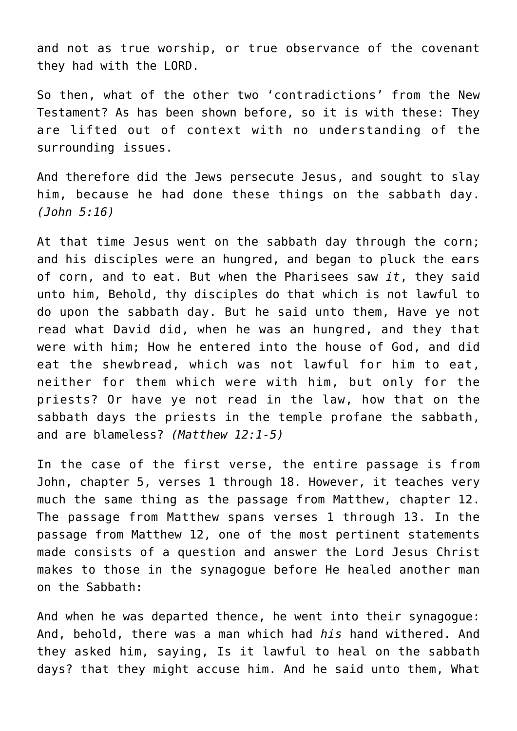and not as true worship, or true observance of the covenant they had with the LORD.

So then, what of the other two 'contradictions' from the New Testament? As has been shown before, so it is with these: They are lifted out of context with no understanding of the surrounding issues.

And therefore did the Jews persecute Jesus, and sought to slay him, because he had done these things on the sabbath day. *(John 5:16)*

At that time Jesus went on the sabbath day through the corn; and his disciples were an hungred, and began to pluck the ears of corn, and to eat. But when the Pharisees saw *it*, they said unto him, Behold, thy disciples do that which is not lawful to do upon the sabbath day. But he said unto them, Have ye not read what David did, when he was an hungred, and they that were with him; How he entered into the house of God, and did eat the shewbread, which was not lawful for him to eat, neither for them which were with him, but only for the priests? Or have ye not read in the law, how that on the sabbath days the priests in the temple profane the sabbath, and are blameless? *(Matthew 12:1-5)*

In the case of the first verse, the entire passage is from John, chapter 5, verses 1 through 18. However, it teaches very much the same thing as the passage from Matthew, chapter 12. The passage from Matthew spans verses 1 through 13. In the passage from Matthew 12, one of the most pertinent statements made consists of a question and answer the Lord Jesus Christ makes to those in the synagogue before He healed another man on the Sabbath:

And when he was departed thence, he went into their synagogue: And, behold, there was a man which had *his* hand withered. And they asked him, saying, Is it lawful to heal on the sabbath days? that they might accuse him. And he said unto them, What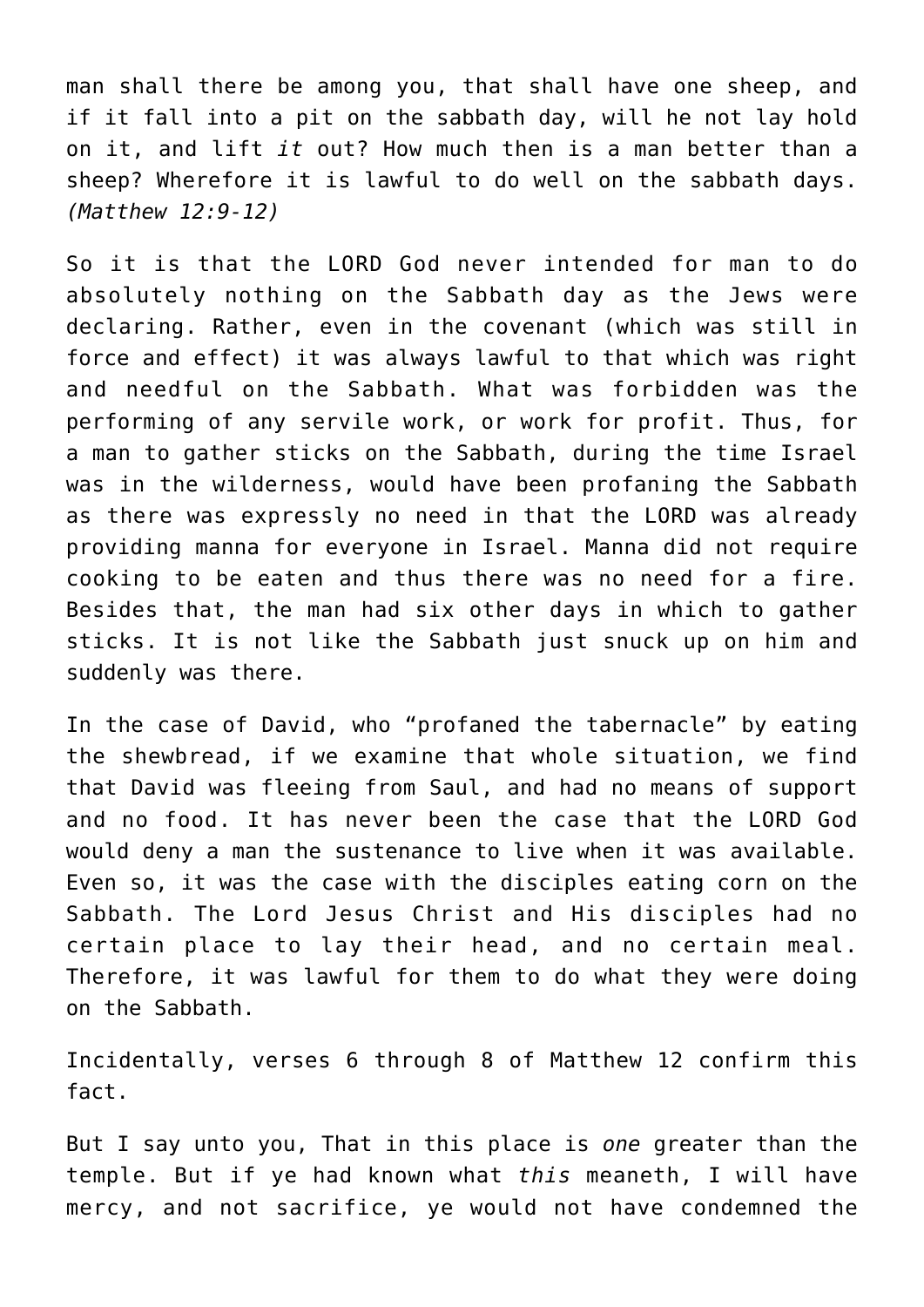man shall there be among you, that shall have one sheep, and if it fall into a pit on the sabbath day, will he not lay hold on it, and lift *it* out? How much then is a man better than a sheep? Wherefore it is lawful to do well on the sabbath days. *(Matthew 12:9-12)*

So it is that the LORD God never intended for man to do absolutely nothing on the Sabbath day as the Jews were declaring. Rather, even in the covenant (which was still in force and effect) it was always lawful to that which was right and needful on the Sabbath. What was forbidden was the performing of any servile work, or work for profit. Thus, for a man to gather sticks on the Sabbath, during the time Israel was in the wilderness, would have been profaning the Sabbath as there was expressly no need in that the LORD was already providing manna for everyone in Israel. Manna did not require cooking to be eaten and thus there was no need for a fire. Besides that, the man had six other days in which to gather sticks. It is not like the Sabbath just snuck up on him and suddenly was there.

In the case of David, who "profaned the tabernacle" by eating the shewbread, if we examine that whole situation, we find that David was fleeing from Saul, and had no means of support and no food. It has never been the case that the LORD God would deny a man the sustenance to live when it was available. Even so, it was the case with the disciples eating corn on the Sabbath. The Lord Jesus Christ and His disciples had no certain place to lay their head, and no certain meal. Therefore, it was lawful for them to do what they were doing on the Sabbath.

Incidentally, verses 6 through 8 of Matthew 12 confirm this fact.

But I say unto you, That in this place is *one* greater than the temple. But if ye had known what *this* meaneth, I will have mercy, and not sacrifice, ye would not have condemned the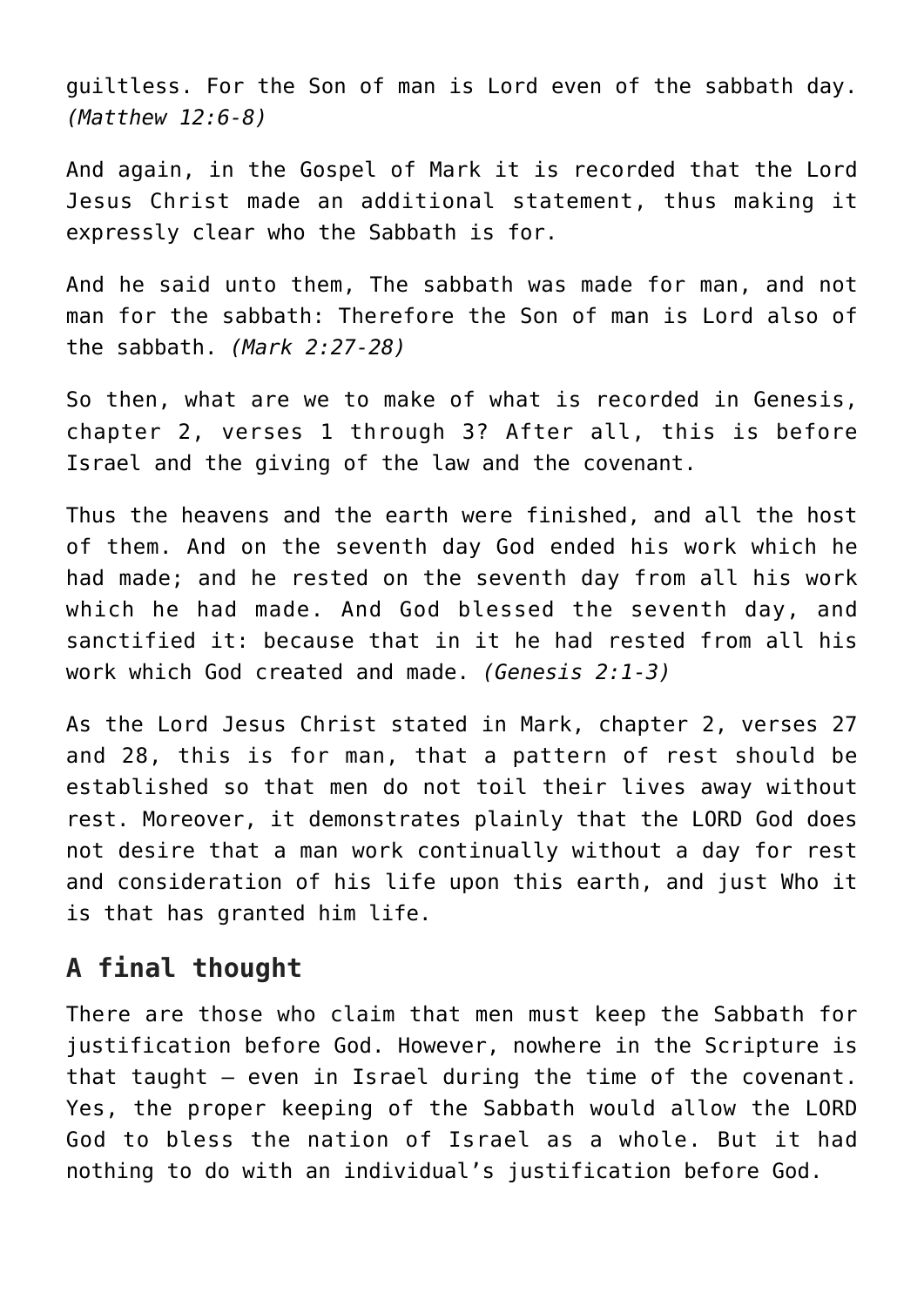guiltless. For the Son of man is Lord even of the sabbath day. *(Matthew 12:6-8)*

And again, in the Gospel of Mark it is recorded that the Lord Jesus Christ made an additional statement, thus making it expressly clear who the Sabbath is for.

And he said unto them, The sabbath was made for man, and not man for the sabbath: Therefore the Son of man is Lord also of the sabbath. *(Mark 2:27-28)*

So then, what are we to make of what is recorded in Genesis, chapter 2, verses 1 through 3? After all, this is before Israel and the giving of the law and the covenant.

Thus the heavens and the earth were finished, and all the host of them. And on the seventh day God ended his work which he had made; and he rested on the seventh day from all his work which he had made. And God blessed the seventh day, and sanctified it: because that in it he had rested from all his work which God created and made. *(Genesis 2:1-3)*

As the Lord Jesus Christ stated in Mark, chapter 2, verses 27 and 28, this is for man, that a pattern of rest should be established so that men do not toil their lives away without rest. Moreover, it demonstrates plainly that the LORD God does not desire that a man work continually without a day for rest and consideration of his life upon this earth, and just Who it is that has granted him life.

## A final thought

There are those who claim that men must keep the Sabbath for justification before God. However, nowhere in the Scripture is that taught – even in Israel during the time of the covenant. Yes, the proper keeping of the Sabbath would allow the LORD God to bless the nation of Israel as a whole. But it had nothing to do with an individual's justification before God.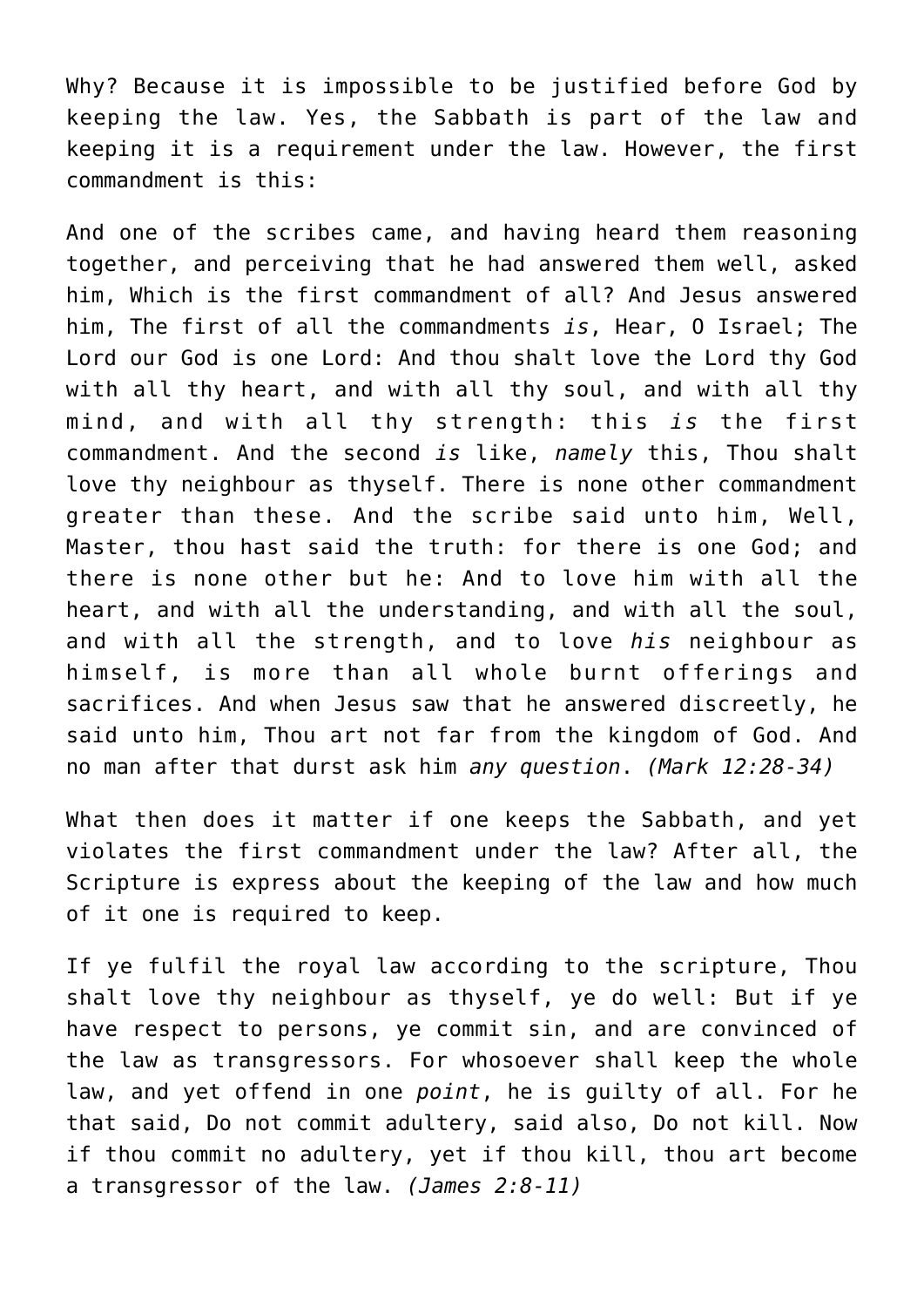Why? Because it is impossible to be justified before God by keeping the law. Yes, the Sabbath is part of the law and keeping it is a requirement under the law. However, the first commandment is this:

And one of the scribes came, and having heard them reasoning together, and perceiving that he had answered them well, asked him, Which is the first commandment of all? And Jesus answered him, The first of all the commandments *is*, Hear, O Israel; The Lord our God is one Lord: And thou shalt love the Lord thy God with all thy heart, and with all thy soul, and with all thy mind, and with all thy strength: this *is* the first commandment. And the second *is* like, *namely* this, Thou shalt love thy neighbour as thyself. There is none other commandment greater than these. And the scribe said unto him, Well, Master, thou hast said the truth: for there is one God; and there is none other but he: And to love him with all the heart, and with all the understanding, and with all the soul, and with all the strength, and to love *his* neighbour as himself, is more than all whole burnt offerings and sacrifices. And when Jesus saw that he answered discreetly, he said unto him, Thou art not far from the kingdom of God. And no man after that durst ask him *any question*. *(Mark 12:28-34)*

What then does it matter if one keeps the Sabbath, and yet violates the first commandment under the law? After all, the Scripture is express about the keeping of the law and how much of it one is required to keep.

If ye fulfil the royal law according to the scripture, Thou shalt love thy neighbour as thyself, ye do well: But if ye have respect to persons, ye commit sin, and are convinced of the law as transgressors. For whosoever shall keep the whole law, and yet offend in one *point*, he is guilty of all. For he that said, Do not commit adultery, said also, Do not kill. Now if thou commit no adultery, yet if thou kill, thou art become a transgressor of the law. *(James 2:8-11)*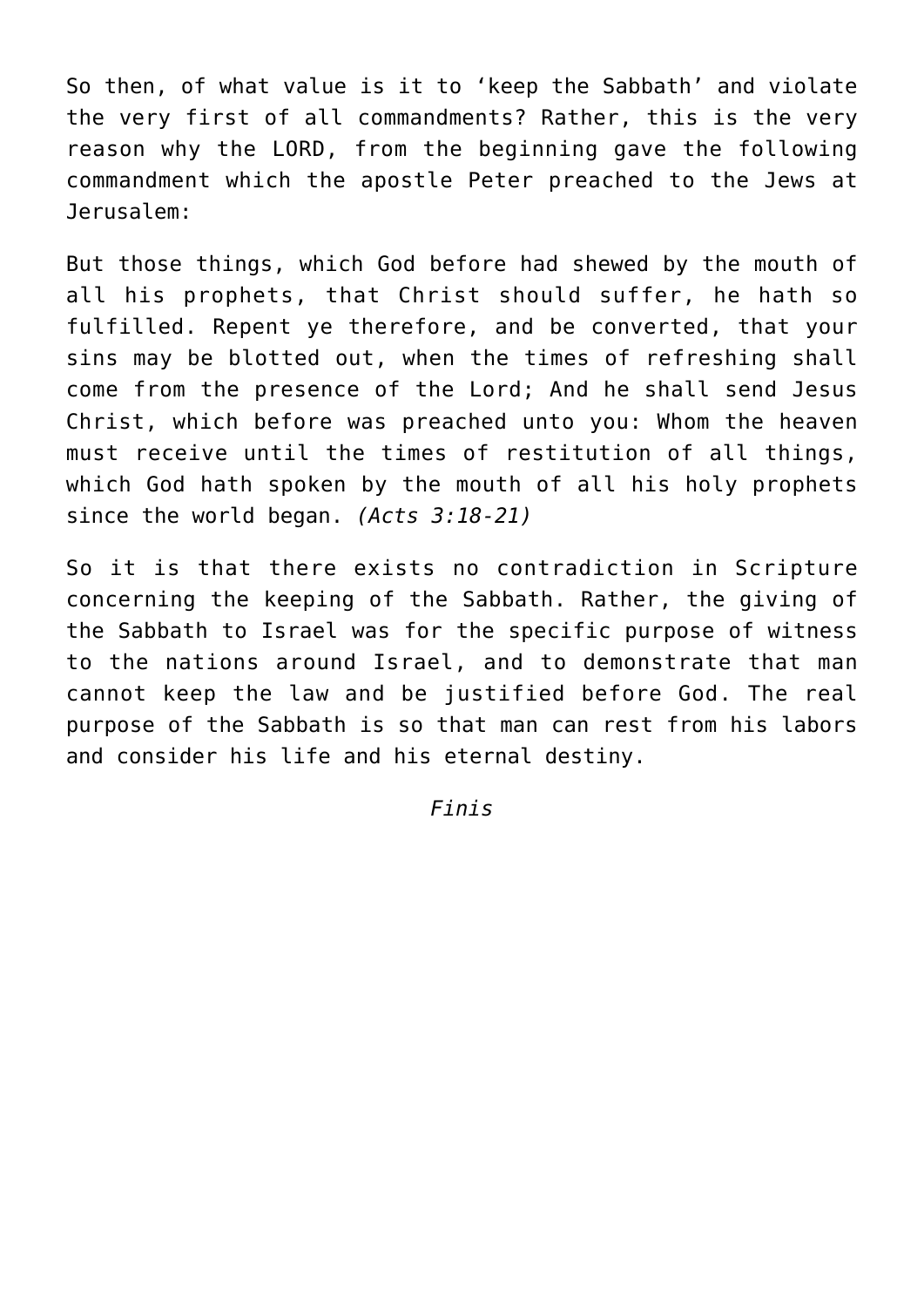So then, of what value is it to 'keep the Sabbath' and violate the very first of all commandments? Rather, this is the very reason why the LORD, from the beginning gave the following commandment which the apostle Peter preached to the Jews at Jerusalem:

But those things, which God before had shewed by the mouth of all his prophets, that Christ should suffer, he hath so fulfilled. Repent ye therefore, and be converted, that your sins may be blotted out, when the times of refreshing shall come from the presence of the Lord; And he shall send Jesus Christ, which before was preached unto you: Whom the heaven must receive until the times of restitution of all things, which God hath spoken by the mouth of all his holy prophets since the world began. *(Acts 3:18-21)*

So it is that there exists no contradiction in Scripture concerning the keeping of the Sabbath. Rather, the giving of the Sabbath to Israel was for the specific purpose of witness to the nations around Israel, and to demonstrate that man cannot keep the law and be justified before God. The real purpose of the Sabbath is so that man can rest from his labors and consider his life and his eternal destiny.

*Finis*